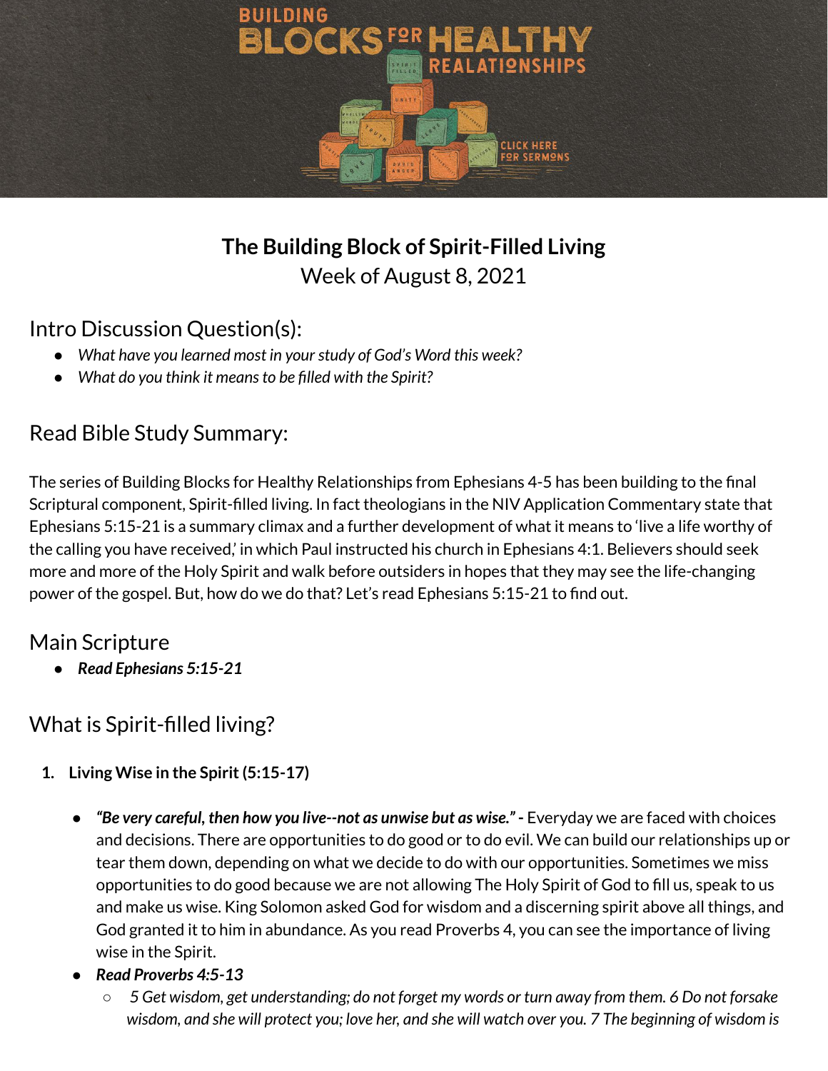BUILDING BLOCKS FOR HEALTHY REALATIONSHIPS

CLICK HERE FOR SERMONS

# The Building Block of Spirit-Filled Living

Week of August 8, 2021

## Intro Discussion Question(s):

- *What have you learned most in your study of God's Word this week?*
- *What do you think it means to be filled with the Spirit?*

## Read Bible Study Summary:

The series of Building Blocks for Healthy Relationships from Ephesians 4-5 has been building to the final Scriptural component, Spirit-filled living. In fact theologians in the NIV Application Commentary state that Ephesians 5:15-21 is a summary climax and a further development of what it means to 'live a life worthy of the calling you have received,' in which Paul instructed his church in Ephesians 4:1. Believers should seek more and more of the Holy Spirit and walk before outsiders in hopes that they may see the life-changing power of the gospel. But, how do we do that? Let's read Ephesians 5:15-21 to find out.

## Main Scripture

- ***Read Ephesians 5:15-21***

## What is Spirit-filled living?

1. **Living Wise in the Spirit (5:15-17)**

   - ***"Be very careful, then how you live--not as unwise but as wise." -*** Everyday we are faced with choices and decisions. There are opportunities to do good or to do evil. We can build our relationships up or tear them down, depending on what we decide to do with our opportunities. Sometimes we miss opportunities to do good because we are not allowing The Holy Spirit of God to fill us, speak to us and make us wise. King Solomon asked God for wisdom and a discerning spirit above all things, and God granted it to him in abundance. As you read Proverbs 4, you can see the importance of living wise in the Spirit.
   - ***Read Proverbs 4:5-13***
     - *5 Get wisdom, get understanding; do not forget my words or turn away from them. 6 Do not forsake wisdom, and she will protect you; love her, and she will watch over you. 7 The beginning of wisdom is*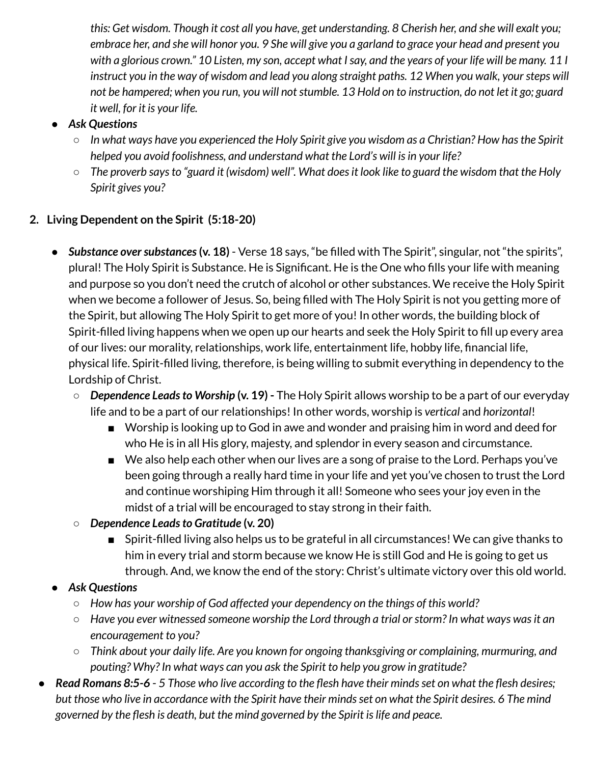*this: Get wisdom. Though it cost all you have, get understanding. 8 Cherish her, and she will exalt you; embrace her, and she will honor you. 9 She will give you a garland to grace your head and present you with a glorious crown." 10 Listen, my son, accept what I say, and the years of your life will be many. 11 I instruct you in the way of wisdom and lead you along straight paths. 12 When you walk, your steps will not be hampered; when you run, you will not stumble. 13 Hold on to instruction, do not let it go; guard it well, for it is your life.*

- ***Ask Questions***
  - *In what ways have you experienced the Holy Spirit give you wisdom as a Christian? How has the Spirit helped you avoid foolishness, and understand what the Lord's will is in your life?*
  - *The proverb says to "guard it (wisdom) well". What does it look like to guard the wisdom that the Holy Spirit gives you?*

2. **Living Dependent on the Spirit (5:18-20)**

- ***Substance over substances* (v. 18)** - Verse 18 says, "be filled with The Spirit", singular, not "the spirits", plural! The Holy Spirit is Substance. He is Significant. He is the One who fills your life with meaning and purpose so you don't need the crutch of alcohol or other substances. We receive the Holy Spirit when we become a follower of Jesus. So, being filled with The Holy Spirit is not you getting more of the Spirit, but allowing The Holy Spirit to get more of you! In other words, the building block of Spirit-filled living happens when we open up our hearts and seek the Holy Spirit to fill up every area of our lives: our morality, relationships, work life, entertainment life, hobby life, financial life, physical life. Spirit-filled living, therefore, is being willing to submit everything in dependency to the Lordship of Christ.
  - ***Dependence Leads to Worship* (v. 19) -** The Holy Spirit allows worship to be a part of our everyday life and to be a part of our relationships! In other words, worship is *vertical* and *horizontal*!
    - Worship is looking up to God in awe and wonder and praising him in word and deed for who He is in all His glory, majesty, and splendor in every season and circumstance.
    - We also help each other when our lives are a song of praise to the Lord. Perhaps you've been going through a really hard time in your life and yet you've chosen to trust the Lord and continue worshiping Him through it all! Someone who sees your joy even in the midst of a trial will be encouraged to stay strong in their faith.
  - ***Dependence Leads to Gratitude* (v. 20)**
    - Spirit-filled living also helps us to be grateful in all circumstances! We can give thanks to him in every trial and storm because we know He is still God and He is going to get us through. And, we know the end of the story: Christ's ultimate victory over this old world.
- ***Ask Questions***
  - *How has your worship of God affected your dependency on the things of this world?*
  - *Have you ever witnessed someone worship the Lord through a trial or storm? In what ways was it an encouragement to you?*
  - *Think about your daily life. Are you known for ongoing thanksgiving or complaining, murmuring, and pouting? Why? In what ways can you ask the Spirit to help you grow in gratitude?*
- ***Read Romans 8:5-6*** *- 5 Those who live according to the flesh have their minds set on what the flesh desires; but those who live in accordance with the Spirit have their minds set on what the Spirit desires. 6 The mind governed by the flesh is death, but the mind governed by the Spirit is life and peace.*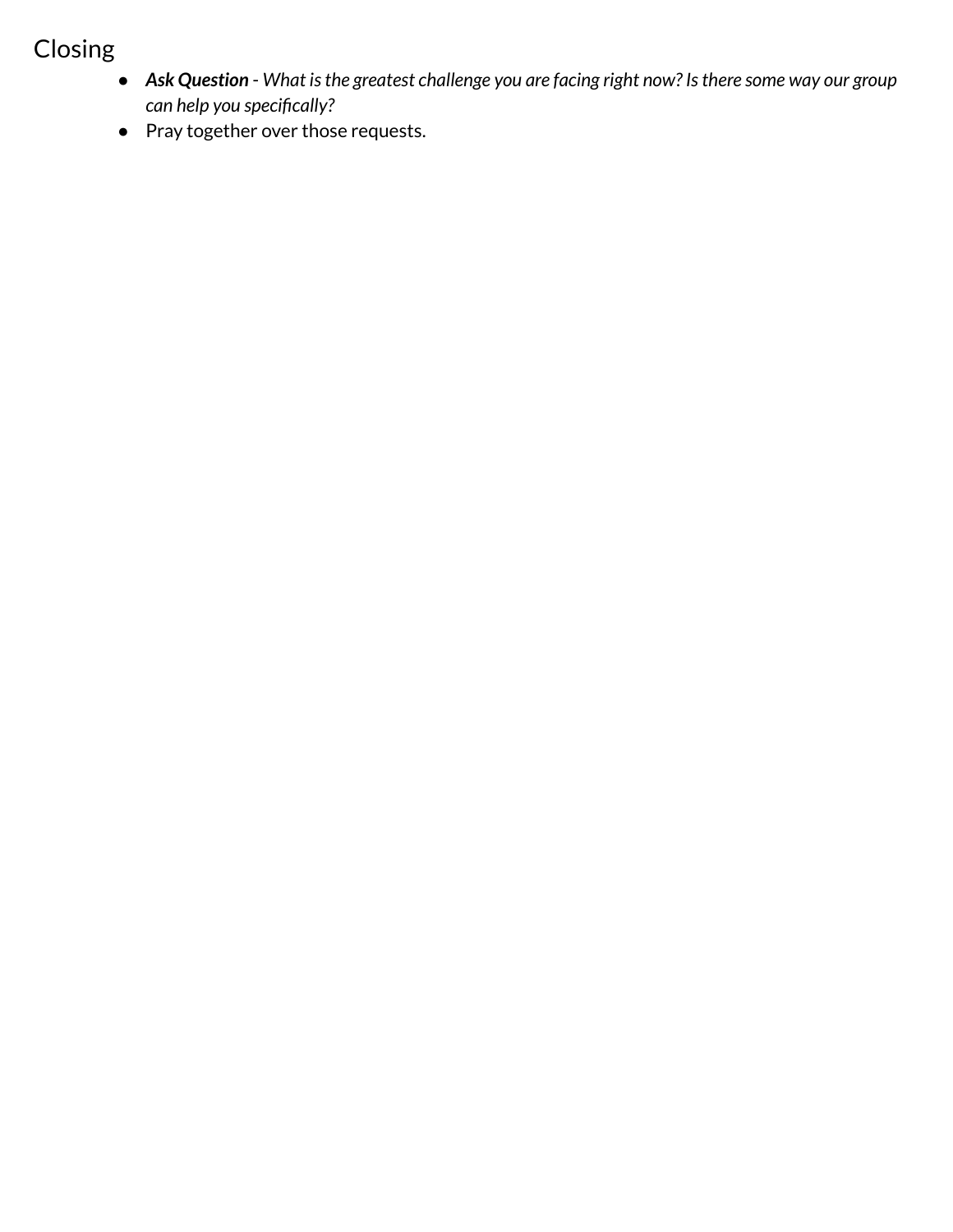## Closing

- ***Ask Question*** *- What is the greatest challenge you are facing right now? Is there some way our group can help you specifically?*
- Pray together over those requests.